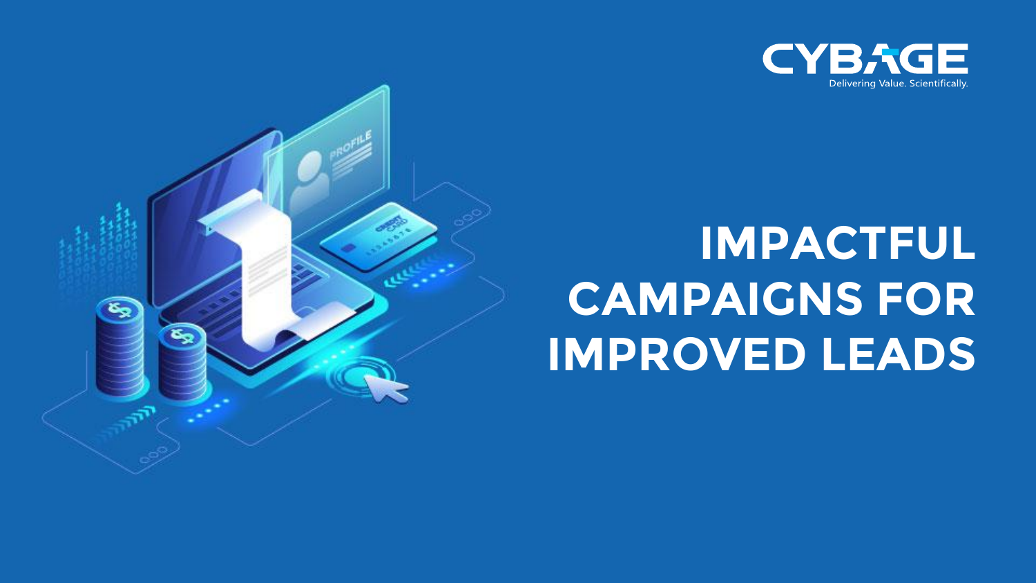CYBAGE

Delivering Value. Scientifically.

# IMPACTFUL CAMPAIGNS FOR IMPROVED LEADS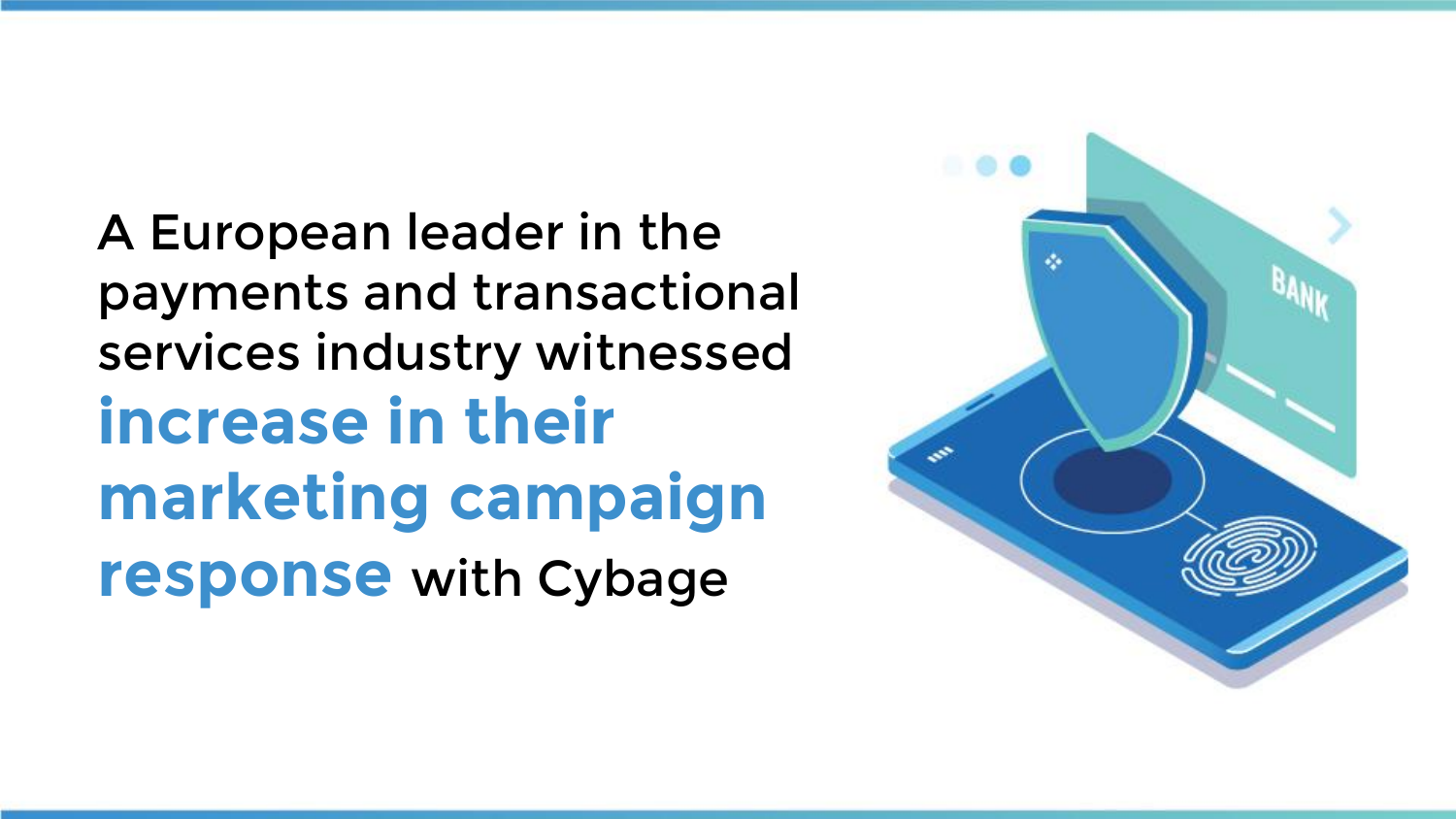A European leader in the payments and transactional services industry witnessed **increase in their marketing campaign response** with Cybage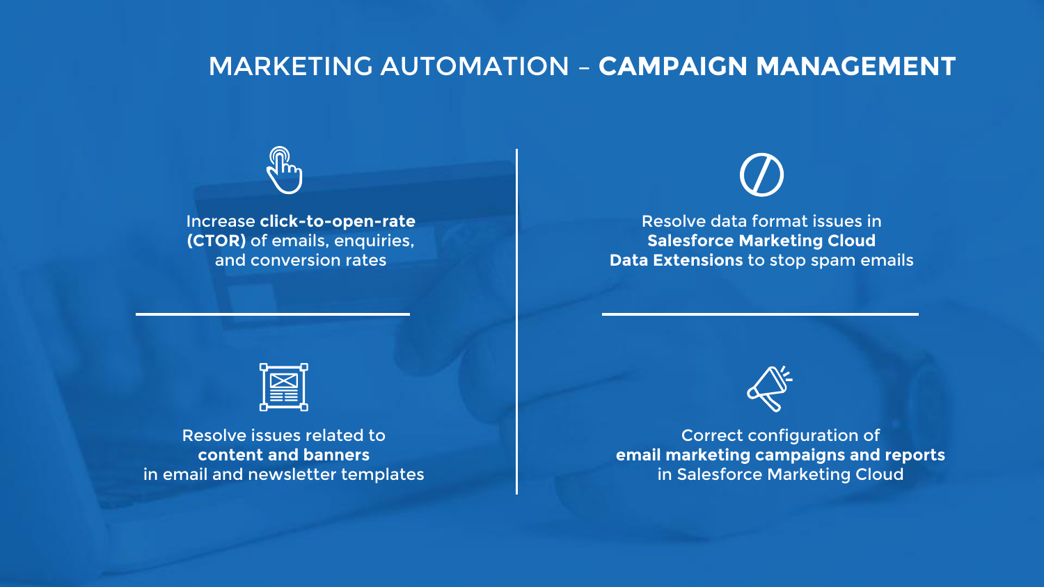# MARKETING AUTOMATION – **CAMPAIGN MANAGEMENT**

Increase **click-to-open-rate (CTOR)** of emails, enquiries, and conversion rates

Resolve data format issues in **Salesforce Marketing Cloud Data Extensions** to stop spam emails

Resolve issues related to **content and banners** in email and newsletter templates

Correct configuration of **email marketing campaigns and reports** in Salesforce Marketing Cloud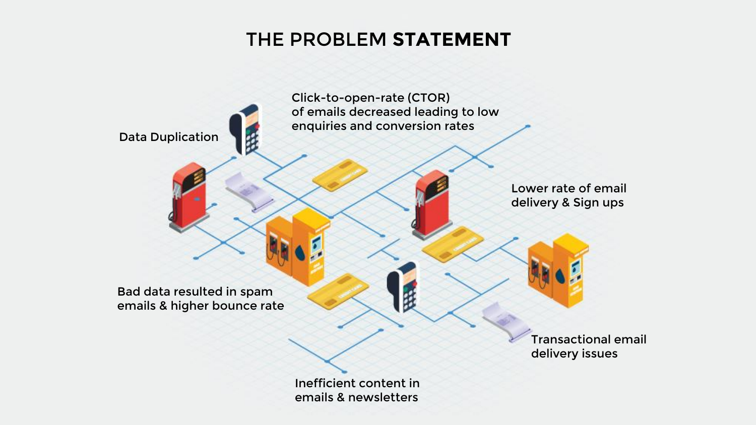# THE PROBLEM **STATEMENT**

- Data Duplication
- Click-to-open-rate (CTOR) of emails decreased leading to low enquiries and conversion rates
- Lower rate of email delivery & Sign ups
- Bad data resulted in spam emails & higher bounce rate
- Transactional email delivery issues
- Inefficient content in emails & newsletters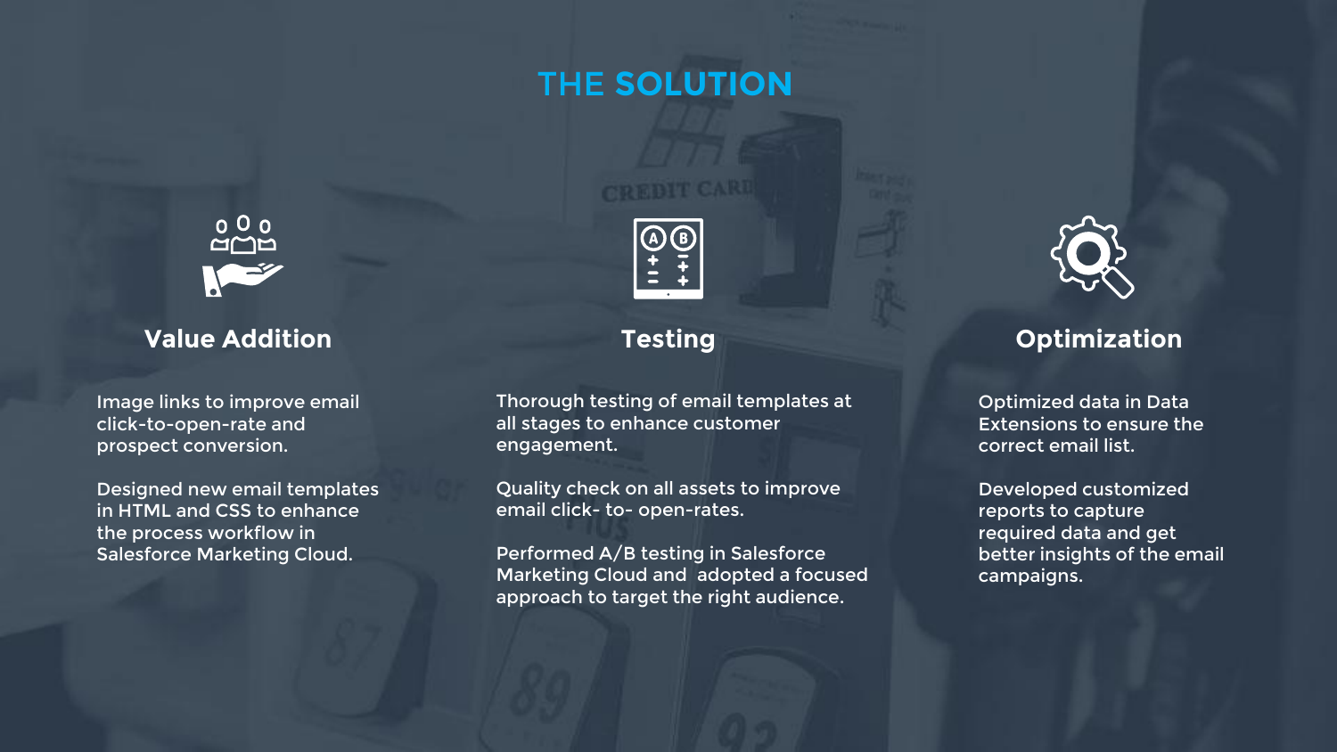# THE SOLUTION

## Value Addition

Image links to improve email click-to-open-rate and prospect conversion.

Designed new email templates in HTML and CSS to enhance the process workflow in Salesforce Marketing Cloud.

## Testing

Thorough testing of email templates at all stages to enhance customer engagement.

Quality check on all assets to improve email click- to- open-rates.

Performed A/B testing in Salesforce Marketing Cloud and adopted a focused approach to target the right audience.

## Optimization

Optimized data in Data Extensions to ensure the correct email list.

Developed customized reports to capture required data and get better insights of the email campaigns.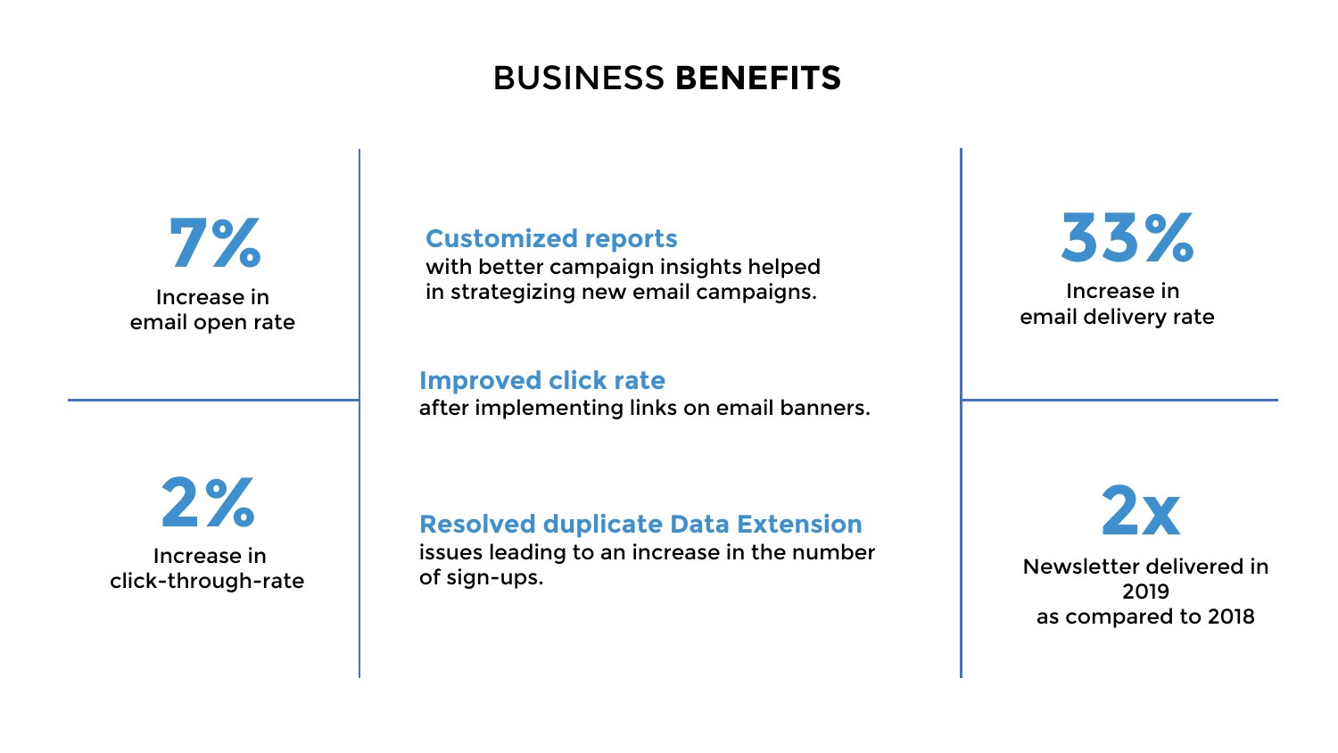# BUSINESS **BENEFITS**

**7%**

Increase in email open rate

**2%**

Increase in click-through-rate

**Customized reports**
with better campaign insights helped in strategizing new email campaigns.

**Improved click rate**
after implementing links on email banners.

**Resolved duplicate Data Extension**
issues leading to an increase in the number of sign-ups.

**33%**

Increase in email delivery rate

**2x**

Newsletter delivered in 2019 as compared to 2018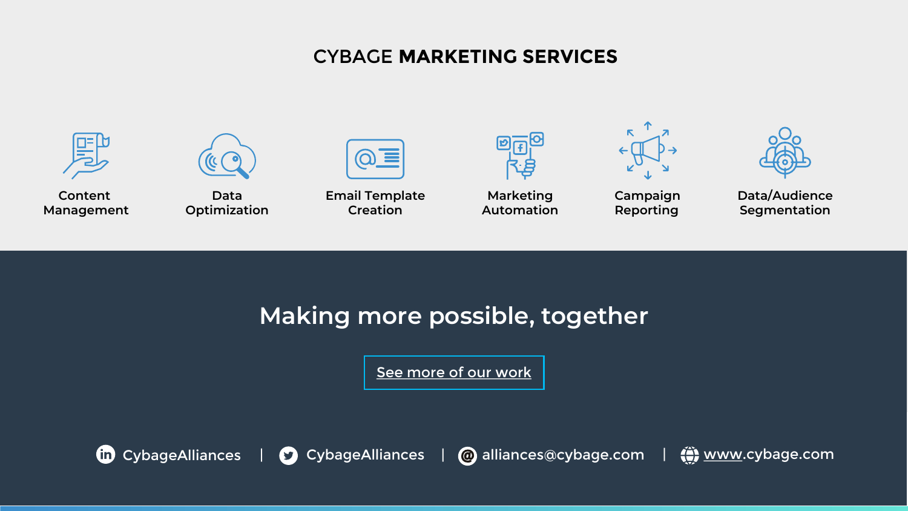## CYBAGE **MARKETING SERVICES**

- Content Management
- Data Optimization
- Email Template Creation
- Marketing Automation
- Campaign Reporting
- Data/Audience Segmentation

# Making more possible, together

See more of our work

CybageAlliances | CybageAlliances | alliances@cybage.com | www.cybage.com